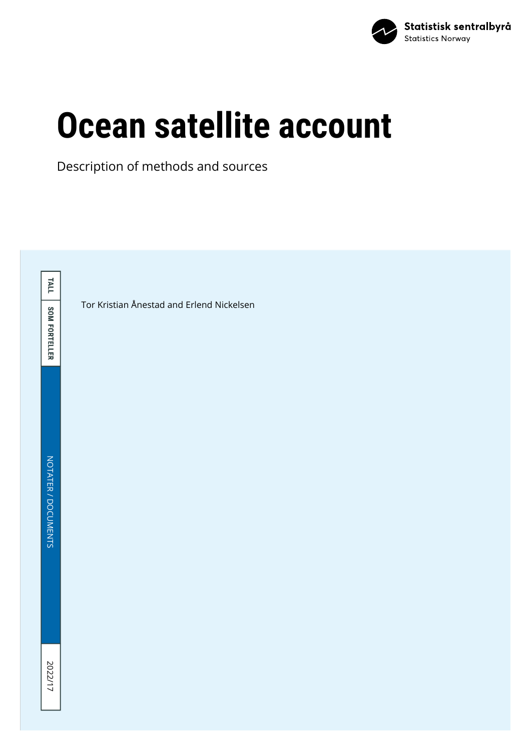Statistisk sentralbyrå
Statistics Norway

# Ocean satellite account

Description of methods and sources

Tor Kristian Ånestad and Erlend Nickelsen

TALL SOM FORTELLER

NOTATER / DOCUMENTS

2022/17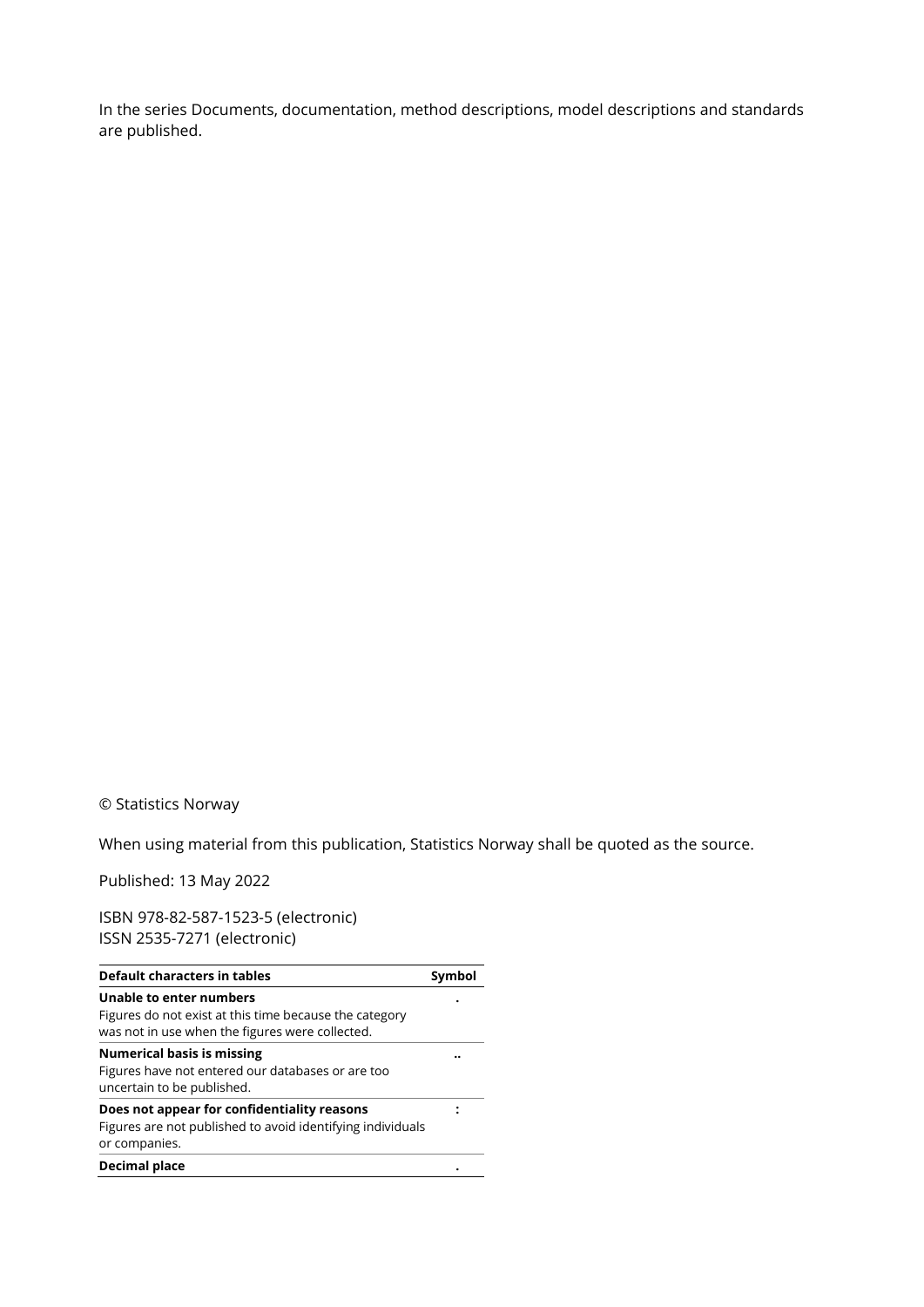In the series Documents, documentation, method descriptions, model descriptions and standards are published.

© Statistics Norway

When using material from this publication, Statistics Norway shall be quoted as the source.

Published: 13 May 2022

ISBN 978-82-587-1523-5 (electronic)
ISSN 2535-7271 (electronic)

| Default characters in tables | Symbol |
| --- | --- |
| **Unable to enter numbers**<br>Figures do not exist at this time because the category was not in use when the figures were collected. | . |
| **Numerical basis is missing**<br>Figures have not entered our databases or are too uncertain to be published. | .. |
| **Does not appear for confidentiality reasons**<br>Figures are not published to avoid identifying individuals or companies. | : |
| **Decimal place** | . |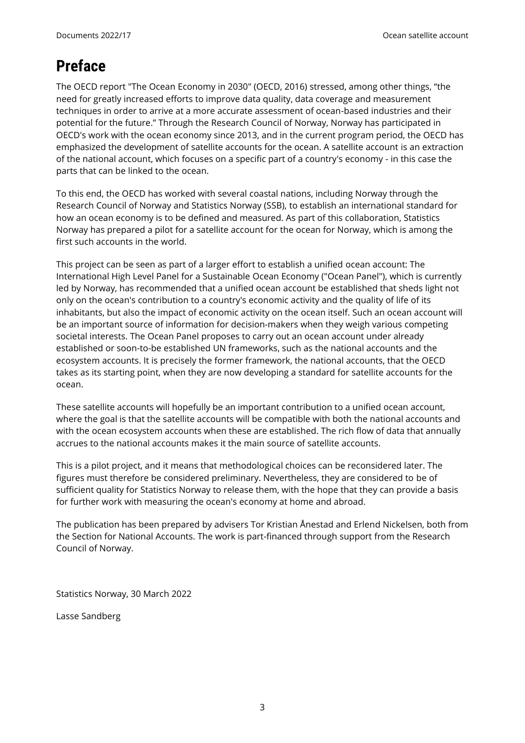# Preface

The OECD report "The Ocean Economy in 2030" (OECD, 2016) stressed, among other things, "the need for greatly increased efforts to improve data quality, data coverage and measurement techniques in order to arrive at a more accurate assessment of ocean-based industries and their potential for the future." Through the Research Council of Norway, Norway has participated in OECD's work with the ocean economy since 2013, and in the current program period, the OECD has emphasized the development of satellite accounts for the ocean. A satellite account is an extraction of the national account, which focuses on a specific part of a country's economy - in this case the parts that can be linked to the ocean.

To this end, the OECD has worked with several coastal nations, including Norway through the Research Council of Norway and Statistics Norway (SSB), to establish an international standard for how an ocean economy is to be defined and measured. As part of this collaboration, Statistics Norway has prepared a pilot for a satellite account for the ocean for Norway, which is among the first such accounts in the world.

This project can be seen as part of a larger effort to establish a unified ocean account: The International High Level Panel for a Sustainable Ocean Economy ("Ocean Panel"), which is currently led by Norway, has recommended that a unified ocean account be established that sheds light not only on the ocean's contribution to a country's economic activity and the quality of life of its inhabitants, but also the impact of economic activity on the ocean itself. Such an ocean account will be an important source of information for decision-makers when they weigh various competing societal interests. The Ocean Panel proposes to carry out an ocean account under already established or soon-to-be established UN frameworks, such as the national accounts and the ecosystem accounts. It is precisely the former framework, the national accounts, that the OECD takes as its starting point, when they are now developing a standard for satellite accounts for the ocean.

These satellite accounts will hopefully be an important contribution to a unified ocean account, where the goal is that the satellite accounts will be compatible with both the national accounts and with the ocean ecosystem accounts when these are established. The rich flow of data that annually accrues to the national accounts makes it the main source of satellite accounts.

This is a pilot project, and it means that methodological choices can be reconsidered later. The figures must therefore be considered preliminary. Nevertheless, they are considered to be of sufficient quality for Statistics Norway to release them, with the hope that they can provide a basis for further work with measuring the ocean's economy at home and abroad.

The publication has been prepared by advisers Tor Kristian Ånestad and Erlend Nickelsen, both from the Section for National Accounts. The work is part-financed through support from the Research Council of Norway.

Statistics Norway, 30 March 2022

Lasse Sandberg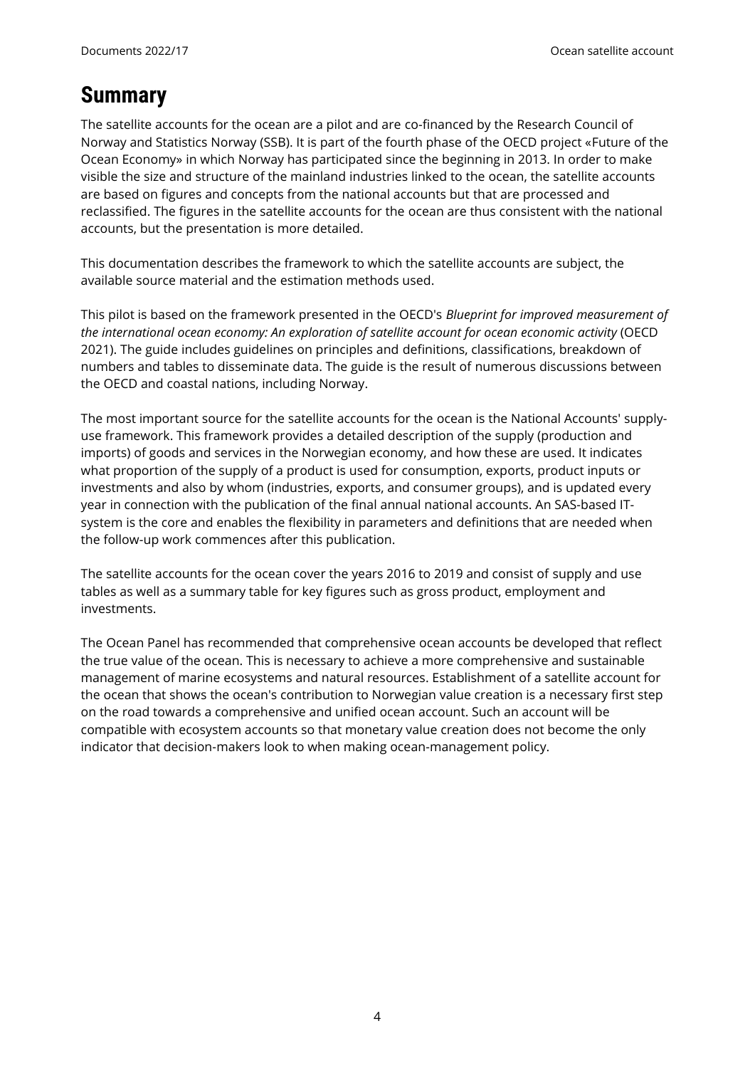# Summary

The satellite accounts for the ocean are a pilot and are co-financed by the Research Council of Norway and Statistics Norway (SSB). It is part of the fourth phase of the OECD project «Future of the Ocean Economy» in which Norway has participated since the beginning in 2013. In order to make visible the size and structure of the mainland industries linked to the ocean, the satellite accounts are based on figures and concepts from the national accounts but that are processed and reclassified. The figures in the satellite accounts for the ocean are thus consistent with the national accounts, but the presentation is more detailed.

This documentation describes the framework to which the satellite accounts are subject, the available source material and the estimation methods used.

This pilot is based on the framework presented in the OECD's *Blueprint for improved measurement of the international ocean economy: An exploration of satellite account for ocean economic activity* (OECD 2021). The guide includes guidelines on principles and definitions, classifications, breakdown of numbers and tables to disseminate data. The guide is the result of numerous discussions between the OECD and coastal nations, including Norway.

The most important source for the satellite accounts for the ocean is the National Accounts' supply-use framework. This framework provides a detailed description of the supply (production and imports) of goods and services in the Norwegian economy, and how these are used. It indicates what proportion of the supply of a product is used for consumption, exports, product inputs or investments and also by whom (industries, exports, and consumer groups), and is updated every year in connection with the publication of the final annual national accounts. An SAS-based IT-system is the core and enables the flexibility in parameters and definitions that are needed when the follow-up work commences after this publication.

The satellite accounts for the ocean cover the years 2016 to 2019 and consist of supply and use tables as well as a summary table for key figures such as gross product, employment and investments.

The Ocean Panel has recommended that comprehensive ocean accounts be developed that reflect the true value of the ocean. This is necessary to achieve a more comprehensive and sustainable management of marine ecosystems and natural resources. Establishment of a satellite account for the ocean that shows the ocean's contribution to Norwegian value creation is a necessary first step on the road towards a comprehensive and unified ocean account. Such an account will be compatible with ecosystem accounts so that monetary value creation does not become the only indicator that decision-makers look to when making ocean-management policy.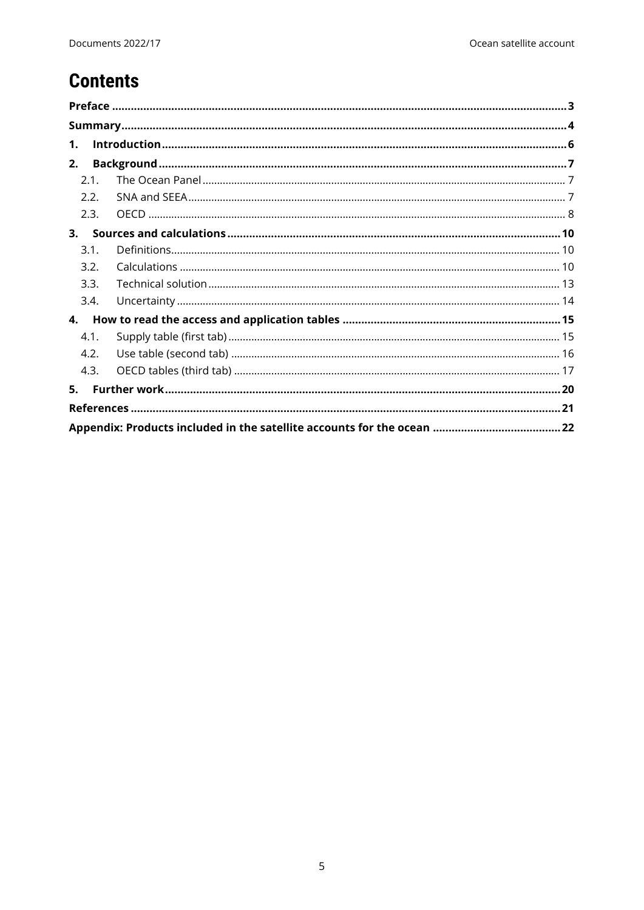# Contents

**Preface** ..... **3**

**Summary** ..... **4**

**1. Introduction** ..... **6**

**2. Background** ..... **7**

- 2.1. The Ocean Panel ..... 7
- 2.2. SNA and SEEA ..... 7
- 2.3. OECD ..... 8

**3. Sources and calculations** ..... **10**

- 3.1. Definitions ..... 10
- 3.2. Calculations ..... 10
- 3.3. Technical solution ..... 13
- 3.4. Uncertainty ..... 14

**4. How to read the access and application tables** ..... **15**

- 4.1. Supply table (first tab) ..... 15
- 4.2. Use table (second tab) ..... 16
- 4.3. OECD tables (third tab) ..... 17

**5. Further work** ..... **20**

**References** ..... **21**

**Appendix: Products included in the satellite accounts for the ocean** ..... **22**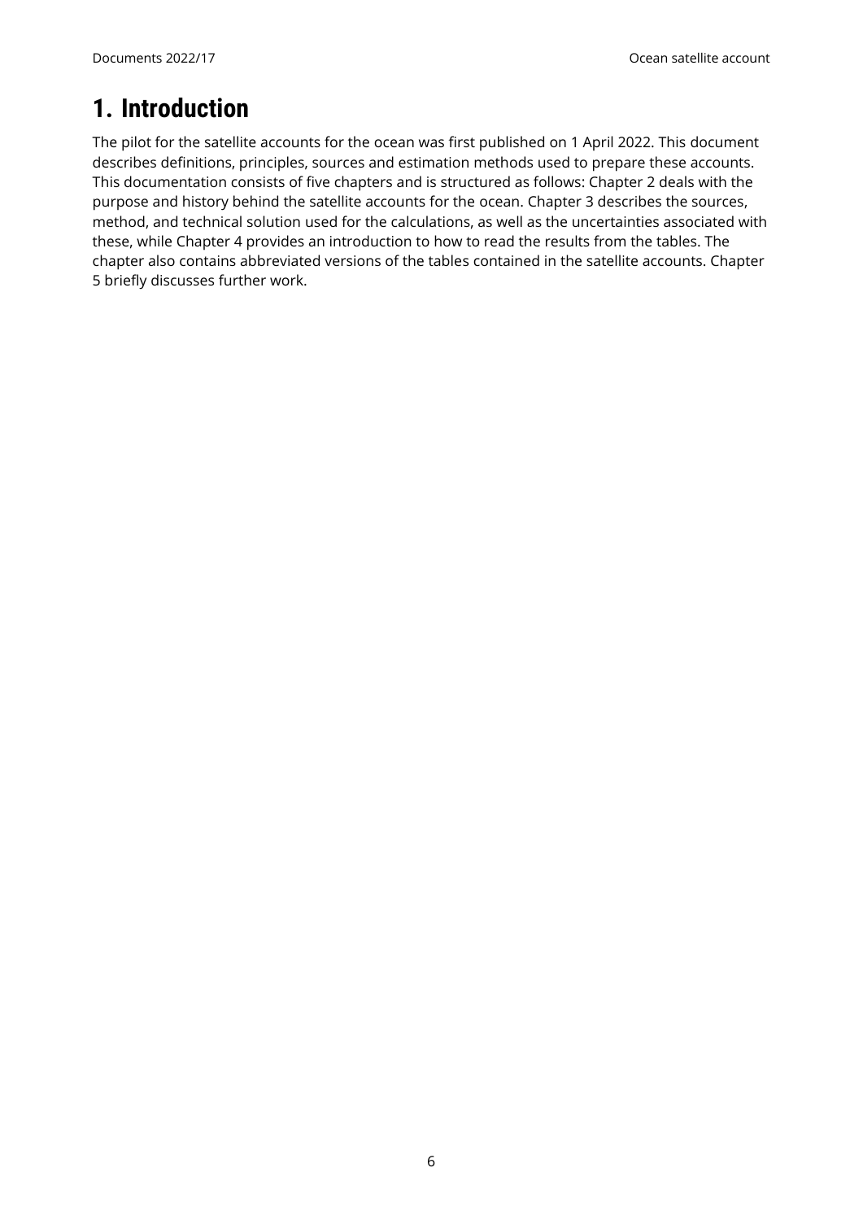# 1. Introduction

The pilot for the satellite accounts for the ocean was first published on 1 April 2022. This document describes definitions, principles, sources and estimation methods used to prepare these accounts. This documentation consists of five chapters and is structured as follows: Chapter 2 deals with the purpose and history behind the satellite accounts for the ocean. Chapter 3 describes the sources, method, and technical solution used for the calculations, as well as the uncertainties associated with these, while Chapter 4 provides an introduction to how to read the results from the tables. The chapter also contains abbreviated versions of the tables contained in the satellite accounts. Chapter 5 briefly discusses further work.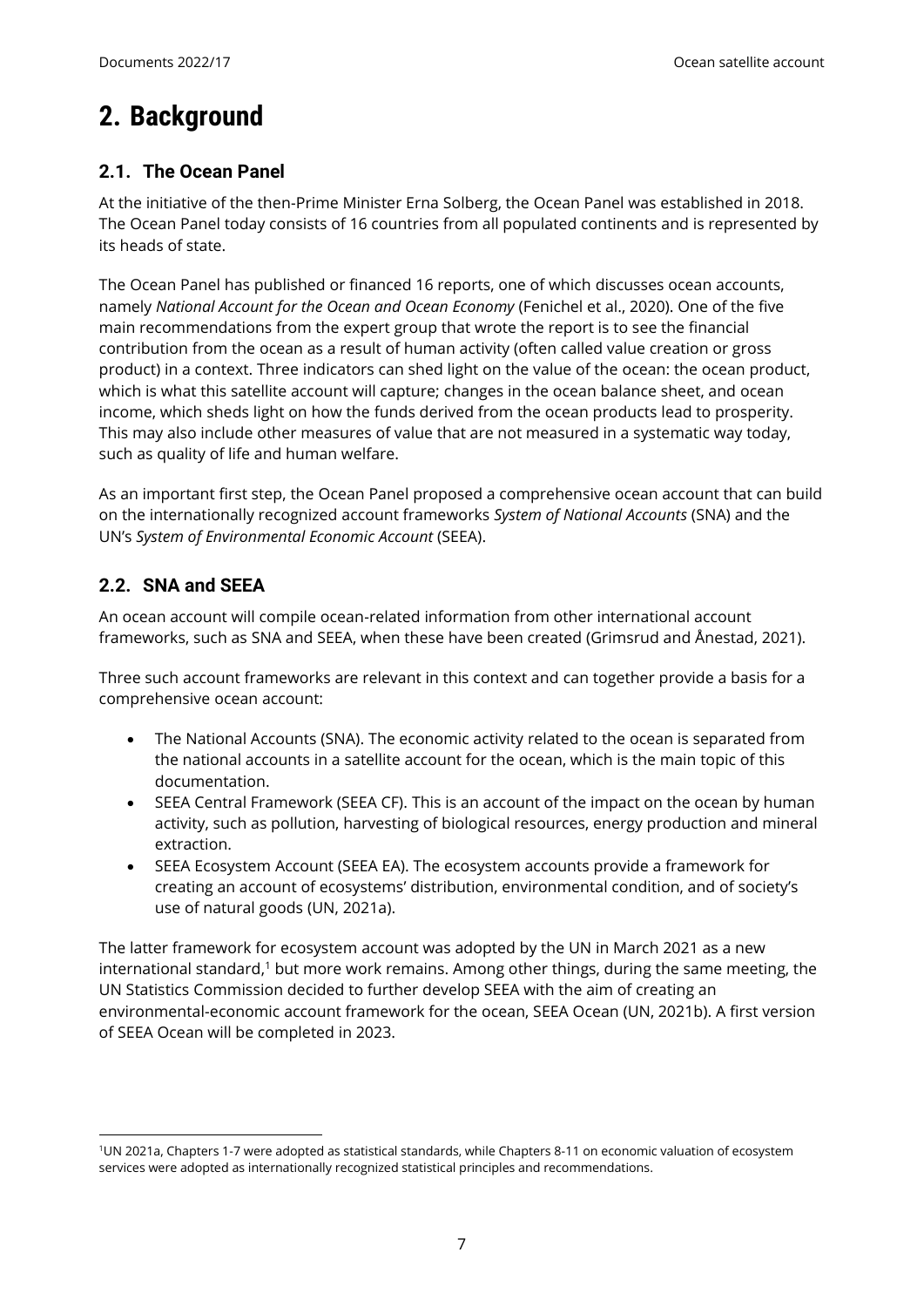# 2. Background

## 2.1. The Ocean Panel

At the initiative of the then-Prime Minister Erna Solberg, the Ocean Panel was established in 2018. The Ocean Panel today consists of 16 countries from all populated continents and is represented by its heads of state.

The Ocean Panel has published or financed 16 reports, one of which discusses ocean accounts, namely *National Account for the Ocean and Ocean Economy* (Fenichel et al., 2020). One of the five main recommendations from the expert group that wrote the report is to see the financial contribution from the ocean as a result of human activity (often called value creation or gross product) in a context. Three indicators can shed light on the value of the ocean: the ocean product, which is what this satellite account will capture; changes in the ocean balance sheet, and ocean income, which sheds light on how the funds derived from the ocean products lead to prosperity. This may also include other measures of value that are not measured in a systematic way today, such as quality of life and human welfare.

As an important first step, the Ocean Panel proposed a comprehensive ocean account that can build on the internationally recognized account frameworks *System of National Accounts* (SNA) and the UN's *System of Environmental Economic Account* (SEEA).

## 2.2. SNA and SEEA

An ocean account will compile ocean-related information from other international account frameworks, such as SNA and SEEA, when these have been created (Grimsrud and Ånestad, 2021).

Three such account frameworks are relevant in this context and can together provide a basis for a comprehensive ocean account:

- The National Accounts (SNA). The economic activity related to the ocean is separated from the national accounts in a satellite account for the ocean, which is the main topic of this documentation.
- SEEA Central Framework (SEEA CF). This is an account of the impact on the ocean by human activity, such as pollution, harvesting of biological resources, energy production and mineral extraction.
- SEEA Ecosystem Account (SEEA EA). The ecosystem accounts provide a framework for creating an account of ecosystems' distribution, environmental condition, and of society's use of natural goods (UN, 2021a).

The latter framework for ecosystem account was adopted by the UN in March 2021 as a new international standard,[1] but more work remains. Among other things, during the same meeting, the UN Statistics Commission decided to further develop SEEA with the aim of creating an environmental-economic account framework for the ocean, SEEA Ocean (UN, 2021b). A first version of SEEA Ocean will be completed in 2023.

---

[1] UN 2021a, Chapters 1-7 were adopted as statistical standards, while Chapters 8-11 on economic valuation of ecosystem services were adopted as internationally recognized statistical principles and recommendations.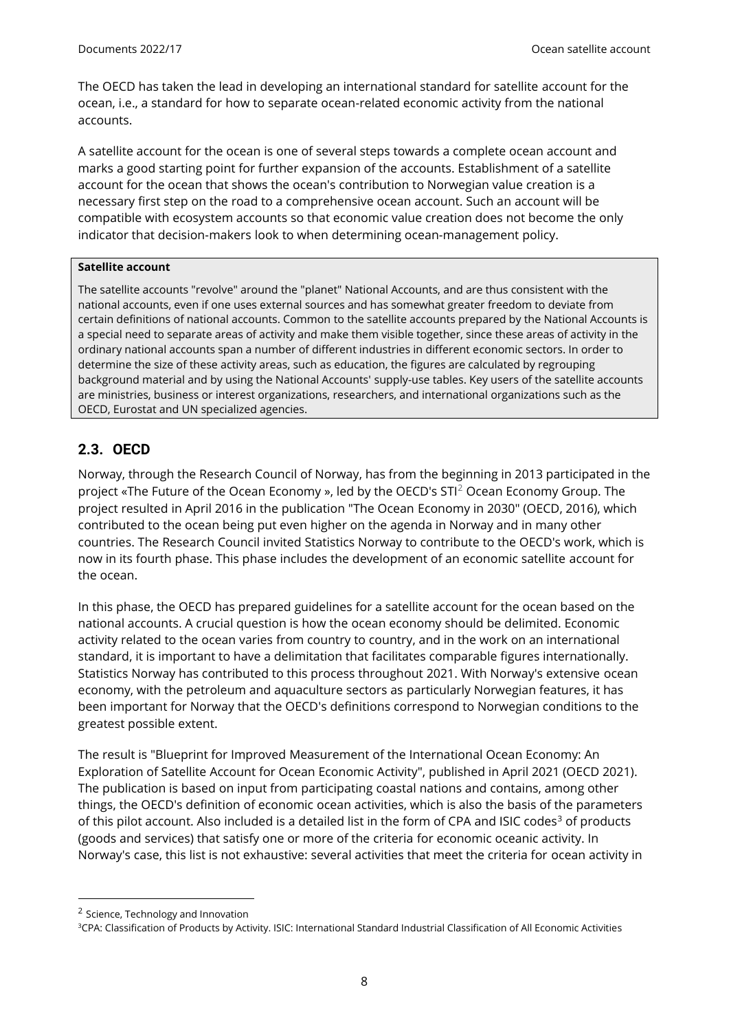The OECD has taken the lead in developing an international standard for satellite account for the ocean, i.e., a standard for how to separate ocean-related economic activity from the national accounts.

A satellite account for the ocean is one of several steps towards a complete ocean account and marks a good starting point for further expansion of the accounts. Establishment of a satellite account for the ocean that shows the ocean's contribution to Norwegian value creation is a necessary first step on the road to a comprehensive ocean account. Such an account will be compatible with ecosystem accounts so that economic value creation does not become the only indicator that decision-makers look to when determining ocean-management policy.

> **Satellite account**
>
> The satellite accounts "revolve" around the "planet" National Accounts, and are thus consistent with the national accounts, even if one uses external sources and has somewhat greater freedom to deviate from certain definitions of national accounts. Common to the satellite accounts prepared by the National Accounts is a special need to separate areas of activity and make them visible together, since these areas of activity in the ordinary national accounts span a number of different industries in different economic sectors. In order to determine the size of these activity areas, such as education, the figures are calculated by regrouping background material and by using the National Accounts' supply-use tables. Key users of the satellite accounts are ministries, business or interest organizations, researchers, and international organizations such as the OECD, Eurostat and UN specialized agencies.

## 2.3. OECD

Norway, through the Research Council of Norway, has from the beginning in 2013 participated in the project «The Future of the Ocean Economy », led by the OECD's STI[2] Ocean Economy Group. The project resulted in April 2016 in the publication "The Ocean Economy in 2030" (OECD, 2016), which contributed to the ocean being put even higher on the agenda in Norway and in many other countries. The Research Council invited Statistics Norway to contribute to the OECD's work, which is now in its fourth phase. This phase includes the development of an economic satellite account for the ocean.

In this phase, the OECD has prepared guidelines for a satellite account for the ocean based on the national accounts. A crucial question is how the ocean economy should be delimited. Economic activity related to the ocean varies from country to country, and in the work on an international standard, it is important to have a delimitation that facilitates comparable figures internationally. Statistics Norway has contributed to this process throughout 2021. With Norway's extensive ocean economy, with the petroleum and aquaculture sectors as particularly Norwegian features, it has been important for Norway that the OECD's definitions correspond to Norwegian conditions to the greatest possible extent.

The result is "Blueprint for Improved Measurement of the International Ocean Economy: An Exploration of Satellite Account for Ocean Economic Activity", published in April 2021 (OECD 2021). The publication is based on input from participating coastal nations and contains, among other things, the OECD's definition of economic ocean activities, which is also the basis of the parameters of this pilot account. Also included is a detailed list in the form of CPA and ISIC codes[3] of products (goods and services) that satisfy one or more of the criteria for economic oceanic activity. In Norway's case, this list is not exhaustive: several activities that meet the criteria for ocean activity in

---

[2] Science, Technology and Innovation

[3] CPA: Classification of Products by Activity. ISIC: International Standard Industrial Classification of All Economic Activities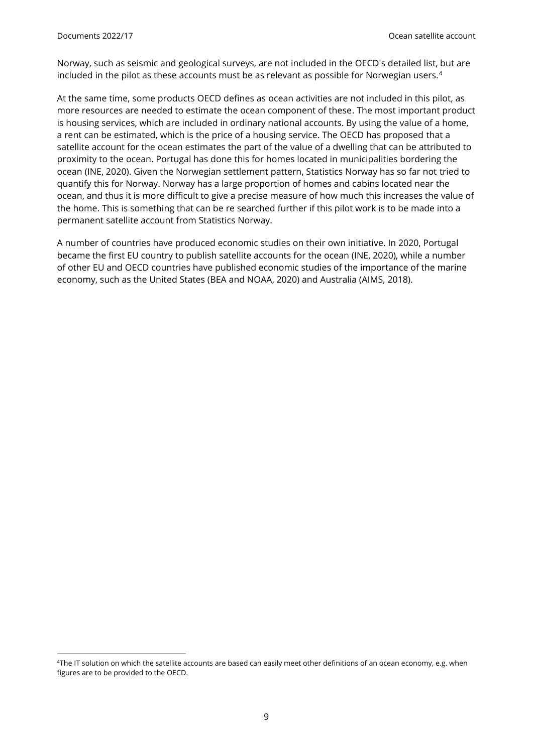Norway, such as seismic and geological surveys, are not included in the OECD's detailed list, but are included in the pilot as these accounts must be as relevant as possible for Norwegian users.[4]

At the same time, some products OECD defines as ocean activities are not included in this pilot, as more resources are needed to estimate the ocean component of these. The most important product is housing services, which are included in ordinary national accounts. By using the value of a home, a rent can be estimated, which is the price of a housing service. The OECD has proposed that a satellite account for the ocean estimates the part of the value of a dwelling that can be attributed to proximity to the ocean. Portugal has done this for homes located in municipalities bordering the ocean (INE, 2020). Given the Norwegian settlement pattern, Statistics Norway has so far not tried to quantify this for Norway. Norway has a large proportion of homes and cabins located near the ocean, and thus it is more difficult to give a precise measure of how much this increases the value of the home. This is something that can be re searched further if this pilot work is to be made into a permanent satellite account from Statistics Norway.

A number of countries have produced economic studies on their own initiative. In 2020, Portugal became the first EU country to publish satellite accounts for the ocean (INE, 2020), while a number of other EU and OECD countries have published economic studies of the importance of the marine economy, such as the United States (BEA and NOAA, 2020) and Australia (AIMS, 2018).

---

[4] The IT solution on which the satellite accounts are based can easily meet other definitions of an ocean economy, e.g. when figures are to be provided to the OECD.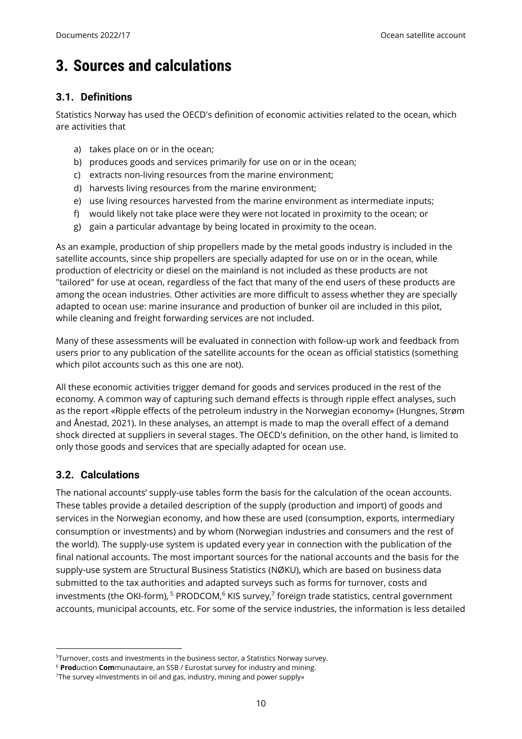// Header/footer omitted per rules
# 3. Sources and calculations

## 3.1. Definitions

Statistics Norway has used the OECD's definition of economic activities related to the ocean, which are activities that

a) takes place on or in the ocean;
b) produces goods and services primarily for use on or in the ocean;
c) extracts non-living resources from the marine environment;
d) harvests living resources from the marine environment;
e) use living resources harvested from the marine environment as intermediate inputs;
f) would likely not take place were they were not located in proximity to the ocean; or
g) gain a particular advantage by being located in proximity to the ocean.

As an example, production of ship propellers made by the metal goods industry is included in the satellite accounts, since ship propellers are specially adapted for use on or in the ocean, while production of electricity or diesel on the mainland is not included as these products are not "tailored" for use at ocean, regardless of the fact that many of the end users of these products are among the ocean industries. Other activities are more difficult to assess whether they are specially adapted to ocean use: marine insurance and production of bunker oil are included in this pilot, while cleaning and freight forwarding services are not included.

Many of these assessments will be evaluated in connection with follow-up work and feedback from users prior to any publication of the satellite accounts for the ocean as official statistics (something which pilot accounts such as this one are not).

All these economic activities trigger demand for goods and services produced in the rest of the economy. A common way of capturing such demand effects is through ripple effect analyses, such as the report «Ripple effects of the petroleum industry in the Norwegian economy» (Hungnes, Strøm and Ånestad, 2021). In these analyses, an attempt is made to map the overall effect of a demand shock directed at suppliers in several stages. The OECD's definition, on the other hand, is limited to only those goods and services that are specially adapted for ocean use.

## 3.2. Calculations

The national accounts' supply-use tables form the basis for the calculation of the ocean accounts. These tables provide a detailed description of the supply (production and import) of goods and services in the Norwegian economy, and how these are used (consumption, exports, intermediary consumption or investments) and by whom (Norwegian industries and consumers and the rest of the world). The supply-use system is updated every year in connection with the publication of the final national accounts. The most important sources for the national accounts and the basis for the supply-use system are Structural Business Statistics (NØKU), which are based on business data submitted to the tax authorities and adapted surveys such as forms for turnover, costs and investments (the OKI-form), [5] PRODCOM,[6] KIS survey,[7] foreign trade statistics, central government accounts, municipal accounts, etc. For some of the service industries, the information is less detailed

[5] Turnover, costs and investments in the business sector, a Statistics Norway survey.

[6] **Prod**uction **Com**munautaire, an SSB / Eurostat survey for industry and mining.

[7] The survey «Investments in oil and gas, industry, mining and power supply»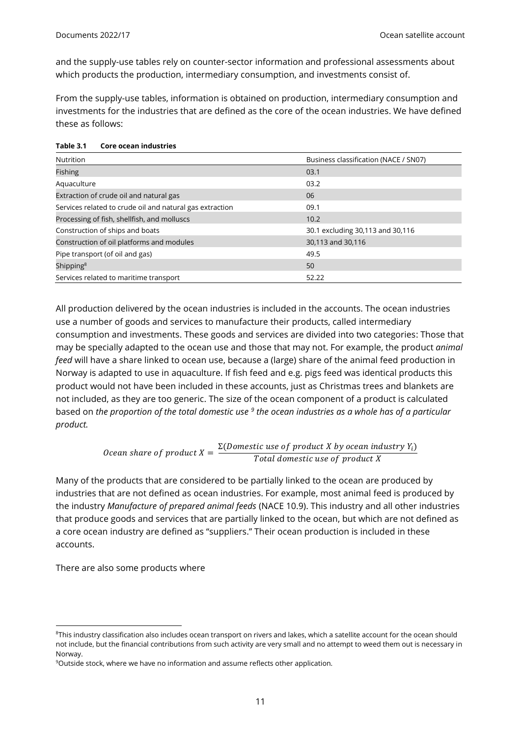and the supply-use tables rely on counter-sector information and professional assessments about which products the production, intermediary consumption, and investments consist of.

From the supply-use tables, information is obtained on production, intermediary consumption and investments for the industries that are defined as the core of the ocean industries. We have defined these as follows:

**Table 3.1 Core ocean industries**

| Nutrition | Business classification (NACE / SN07) |
|---|---|
| Fishing | 03.1 |
| Aquaculture | 03.2 |
| Extraction of crude oil and natural gas | 06 |
| Services related to crude oil and natural gas extraction | 09.1 |
| Processing of fish, shellfish, and molluscs | 10.2 |
| Construction of ships and boats | 30.1 excluding 30,113 and 30,116 |
| Construction of oil platforms and modules | 30,113 and 30,116 |
| Pipe transport (of oil and gas) | 49.5 |
| Shipping[8] | 50 |
| Services related to maritime transport | 52.22 |

All production delivered by the ocean industries is included in the accounts. The ocean industries use a number of goods and services to manufacture their products, called intermediary consumption and investments. These goods and services are divided into two categories: Those that may be specially adapted to the ocean use and those that may not. For example, the product *animal feed* will have a share linked to ocean use, because a (large) share of the animal feed production in Norway is adapted to use in aquaculture. If fish feed and e.g. pigs feed was identical products this product would not have been included in these accounts, just as Christmas trees and blankets are not included, as they are too generic. The size of the ocean component of a product is calculated based on *the proportion of the total domestic use [9] the ocean industries as a whole has of a particular product.*

$$Ocean\ share\ of\ product\ X = \frac{\Sigma(Domestic\ use\ of\ product\ X\ by\ ocean\ industry\ Y_i)}{Total\ domestic\ use\ of\ product\ X}$$

Many of the products that are considered to be partially linked to the ocean are produced by industries that are not defined as ocean industries. For example, most animal feed is produced by the industry *Manufacture of prepared animal feeds* (NACE 10.9). This industry and all other industries that produce goods and services that are partially linked to the ocean, but which are not defined as a core ocean industry are defined as "suppliers." Their ocean production is included in these accounts.

There are also some products where

[8]This industry classification also includes ocean transport on rivers and lakes, which a satellite account for the ocean should not include, but the financial contributions from such activity are very small and no attempt to weed them out is necessary in Norway.

[9]Outside stock, where we have no information and assume reflects other application.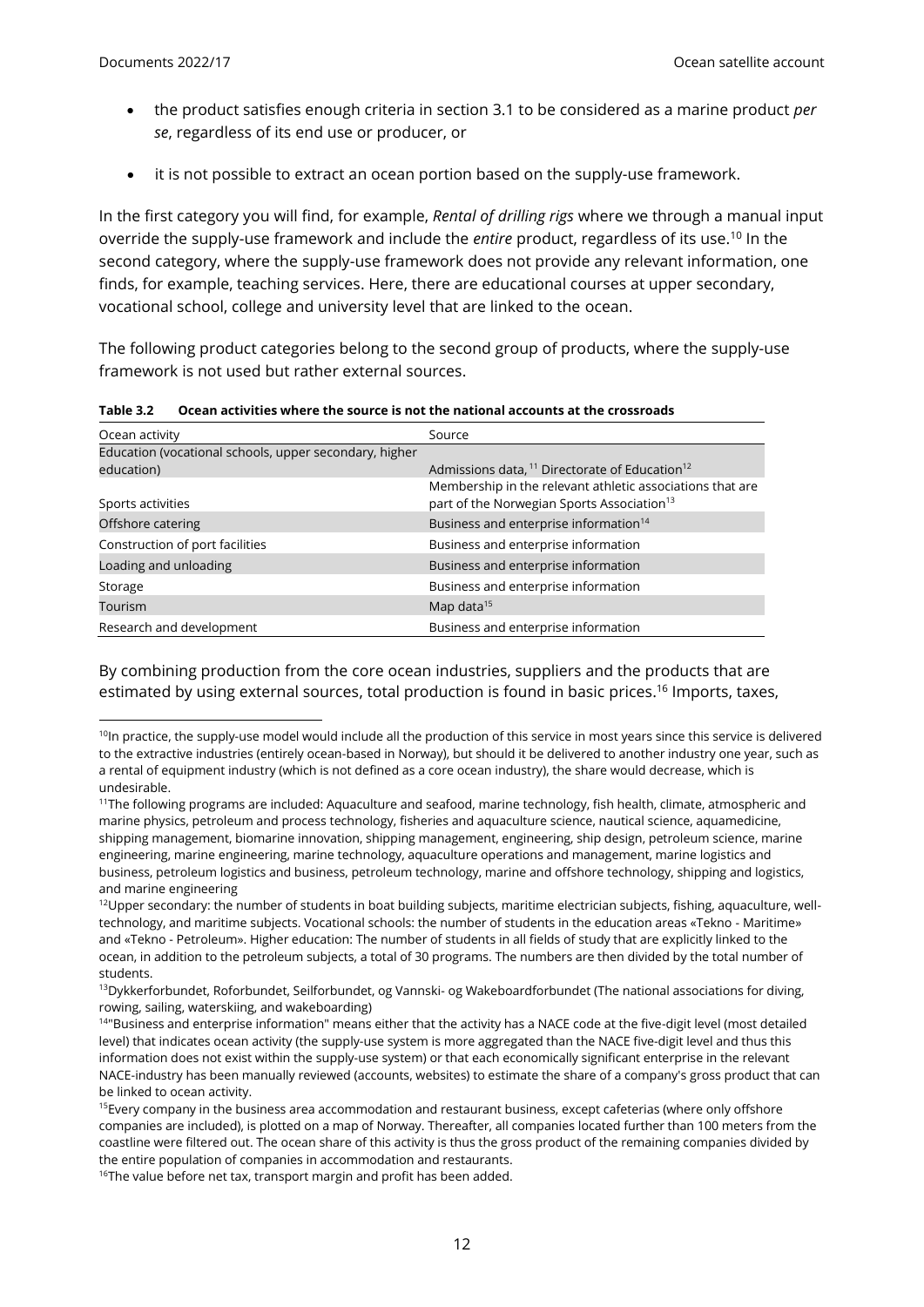- the product satisfies enough criteria in section 3.1 to be considered as a marine product *per se*, regardless of its end use or producer, or

- it is not possible to extract an ocean portion based on the supply-use framework.

In the first category you will find, for example, *Rental of drilling rigs* where we through a manual input override the supply-use framework and include the *entire* product, regardless of its use.[10] In the second category, where the supply-use framework does not provide any relevant information, one finds, for example, teaching services. Here, there are educational courses at upper secondary, vocational school, college and university level that are linked to the ocean.

The following product categories belong to the second group of products, where the supply-use framework is not used but rather external sources.

**Table 3.2 Ocean activities where the source is not the national accounts at the crossroads**

| Ocean activity | Source |
|---|---|
| Education (vocational schools, upper secondary, higher education) | Admissions data,[11] Directorate of Education[12] |
| Sports activities | Membership in the relevant athletic associations that are part of the Norwegian Sports Association[13] |
| Offshore catering | Business and enterprise information[14] |
| Construction of port facilities | Business and enterprise information |
| Loading and unloading | Business and enterprise information |
| Storage | Business and enterprise information |
| Tourism | Map data[15] |
| Research and development | Business and enterprise information |

By combining production from the core ocean industries, suppliers and the products that are estimated by using external sources, total production is found in basic prices.[16] Imports, taxes,

[10]In practice, the supply-use model would include all the production of this service in most years since this service is delivered to the extractive industries (entirely ocean-based in Norway), but should it be delivered to another industry one year, such as a rental of equipment industry (which is not defined as a core ocean industry), the share would decrease, which is undesirable.

[11]The following programs are included: Aquaculture and seafood, marine technology, fish health, climate, atmospheric and marine physics, petroleum and process technology, fisheries and aquaculture science, nautical science, aquamedicine, shipping management, biomarine innovation, shipping management, engineering, ship design, petroleum science, marine engineering, marine engineering, marine technology, aquaculture operations and management, marine logistics and business, petroleum logistics and business, petroleum technology, marine and offshore technology, shipping and logistics, and marine engineering

[12]Upper secondary: the number of students in boat building subjects, maritime electrician subjects, fishing, aquaculture, well-technology, and maritime subjects. Vocational schools: the number of students in the education areas «Tekno - Maritime» and «Tekno - Petroleum». Higher education: The number of students in all fields of study that are explicitly linked to the ocean, in addition to the petroleum subjects, a total of 30 programs. The numbers are then divided by the total number of students.

[13]Dykkerforbundet, Roforbundet, Seilforbundet, og Vannski- og Wakeboardforbundet (The national associations for diving, rowing, sailing, waterskiing, and wakeboarding)

[14]"Business and enterprise information" means either that the activity has a NACE code at the five-digit level (most detailed level) that indicates ocean activity (the supply-use system is more aggregated than the NACE five-digit level and thus this information does not exist within the supply-use system) or that each economically significant enterprise in the relevant NACE-industry has been manually reviewed (accounts, websites) to estimate the share of a company's gross product that can be linked to ocean activity.

[15]Every company in the business area accommodation and restaurant business, except cafeterias (where only offshore companies are included), is plotted on a map of Norway. Thereafter, all companies located further than 100 meters from the coastline were filtered out. The ocean share of this activity is thus the gross product of the remaining companies divided by the entire population of companies in accommodation and restaurants.

[16]The value before net tax, transport margin and profit has been added.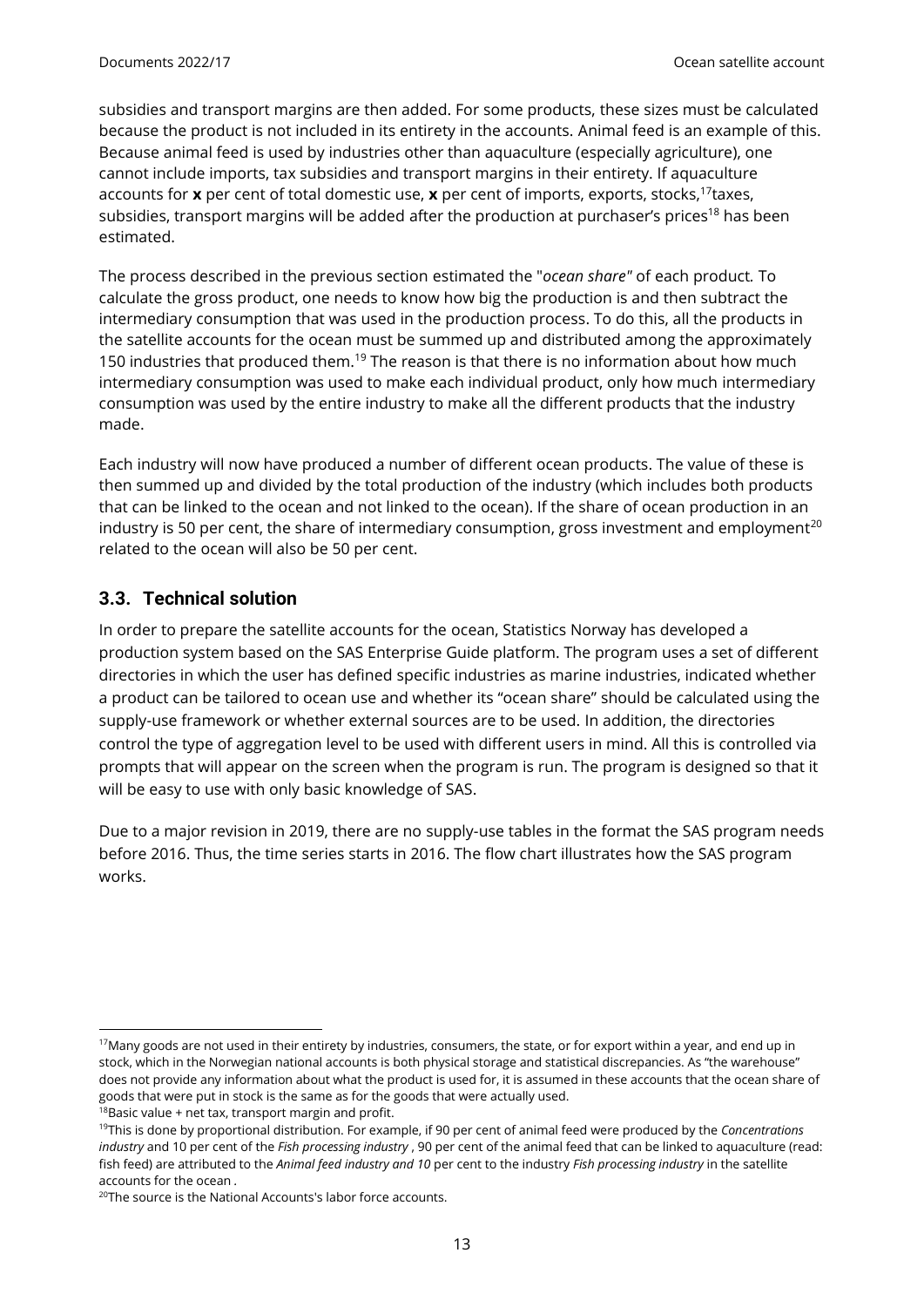subsidies and transport margins are then added. For some products, these sizes must be calculated because the product is not included in its entirety in the accounts. Animal feed is an example of this. Because animal feed is used by industries other than aquaculture (especially agriculture), one cannot include imports, tax subsidies and transport margins in their entirety. If aquaculture accounts for **x** per cent of total domestic use, **x** per cent of imports, exports, stocks,[17]taxes, subsidies, transport margins will be added after the production at purchaser's prices[18] has been estimated.

The process described in the previous section estimated the "*ocean share"* of each product. To calculate the gross product, one needs to know how big the production is and then subtract the intermediary consumption that was used in the production process. To do this, all the products in the satellite accounts for the ocean must be summed up and distributed among the approximately 150 industries that produced them.[19] The reason is that there is no information about how much intermediary consumption was used to make each individual product, only how much intermediary consumption was used by the entire industry to make all the different products that the industry made.

Each industry will now have produced a number of different ocean products. The value of these is then summed up and divided by the total production of the industry (which includes both products that can be linked to the ocean and not linked to the ocean). If the share of ocean production in an industry is 50 per cent, the share of intermediary consumption, gross investment and employment[20] related to the ocean will also be 50 per cent.

## 3.3. Technical solution

In order to prepare the satellite accounts for the ocean, Statistics Norway has developed a production system based on the SAS Enterprise Guide platform. The program uses a set of different directories in which the user has defined specific industries as marine industries, indicated whether a product can be tailored to ocean use and whether its "ocean share" should be calculated using the supply-use framework or whether external sources are to be used. In addition, the directories control the type of aggregation level to be used with different users in mind. All this is controlled via prompts that will appear on the screen when the program is run. The program is designed so that it will be easy to use with only basic knowledge of SAS.

Due to a major revision in 2019, there are no supply-use tables in the format the SAS program needs before 2016. Thus, the time series starts in 2016. The flow chart illustrates how the SAS program works.

---

[17]Many goods are not used in their entirety by industries, consumers, the state, or for export within a year, and end up in stock, which in the Norwegian national accounts is both physical storage and statistical discrepancies. As "the warehouse" does not provide any information about what the product is used for, it is assumed in these accounts that the ocean share of goods that were put in stock is the same as for the goods that were actually used.

[18]Basic value + net tax, transport margin and profit.

[19]This is done by proportional distribution. For example, if 90 per cent of animal feed were produced by the *Concentrations industry* and 10 per cent of the *Fish processing industry* , 90 per cent of the animal feed that can be linked to aquaculture (read: fish feed) are attributed to the *Animal feed industry and 10* per cent to the industry *Fish processing industry* in the satellite accounts for the ocean .

[20]The source is the National Accounts's labor force accounts.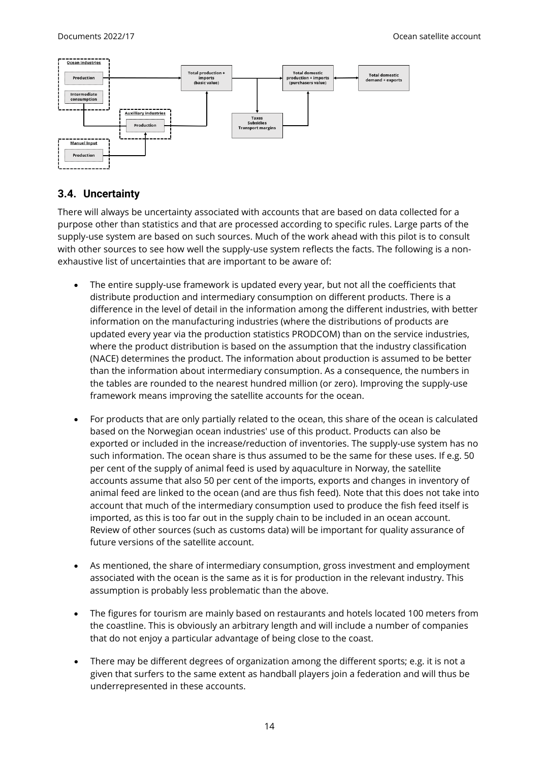## 3.4. Uncertainty

There will always be uncertainty associated with accounts that are based on data collected for a purpose other than statistics and that are processed according to specific rules. Large parts of the supply-use system are based on such sources. Much of the work ahead with this pilot is to consult with other sources to see how well the supply-use system reflects the facts. The following is a non-exhaustive list of uncertainties that are important to be aware of:

- The entire supply-use framework is updated every year, but not all the coefficients that distribute production and intermediary consumption on different products. There is a difference in the level of detail in the information among the different industries, with better information on the manufacturing industries (where the distributions of products are updated every year via the production statistics PRODCOM) than on the service industries, where the product distribution is based on the assumption that the industry classification (NACE) determines the product. The information about production is assumed to be better than the information about intermediary consumption. As a consequence, the numbers in the tables are rounded to the nearest hundred million (or zero). Improving the supply-use framework means improving the satellite accounts for the ocean.

- For products that are only partially related to the ocean, this share of the ocean is calculated based on the Norwegian ocean industries' use of this product. Products can also be exported or included in the increase/reduction of inventories. The supply-use system has no such information. The ocean share is thus assumed to be the same for these uses. If e.g. 50 per cent of the supply of animal feed is used by aquaculture in Norway, the satellite accounts assume that also 50 per cent of the imports, exports and changes in inventory of animal feed are linked to the ocean (and are thus fish feed). Note that this does not take into account that much of the intermediary consumption used to produce the fish feed itself is imported, as this is too far out in the supply chain to be included in an ocean account. Review of other sources (such as customs data) will be important for quality assurance of future versions of the satellite account.

- As mentioned, the share of intermediary consumption, gross investment and employment associated with the ocean is the same as it is for production in the relevant industry. This assumption is probably less problematic than the above.

- The figures for tourism are mainly based on restaurants and hotels located 100 meters from the coastline. This is obviously an arbitrary length and will include a number of companies that do not enjoy a particular advantage of being close to the coast.

- There may be different degrees of organization among the different sports; e.g. it is not a given that surfers to the same extent as handball players join a federation and will thus be underrepresented in these accounts.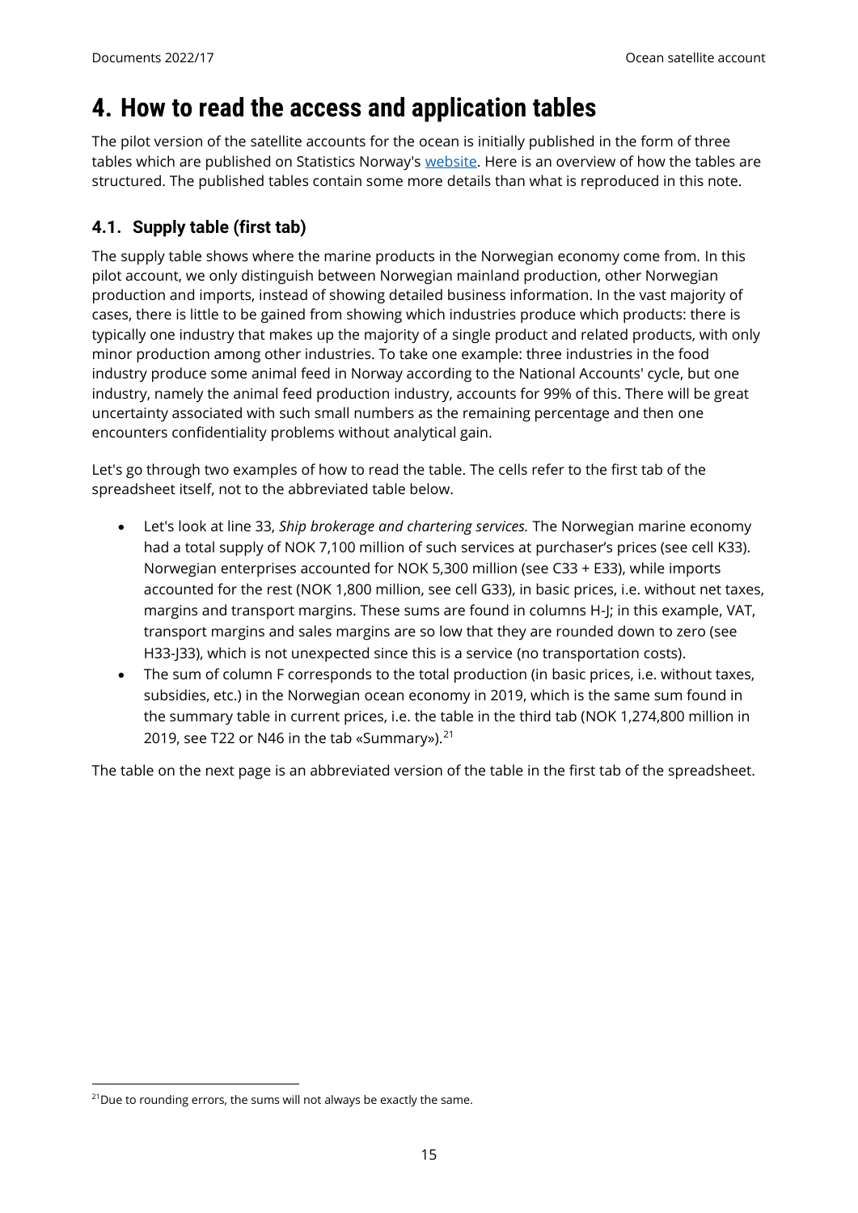# 4. How to read the access and application tables

The pilot version of the satellite accounts for the ocean is initially published in the form of three tables which are published on Statistics Norway's website. Here is an overview of how the tables are structured. The published tables contain some more details than what is reproduced in this note.

## 4.1. Supply table (first tab)

The supply table shows where the marine products in the Norwegian economy come from. In this pilot account, we only distinguish between Norwegian mainland production, other Norwegian production and imports, instead of showing detailed business information. In the vast majority of cases, there is little to be gained from showing which industries produce which products: there is typically one industry that makes up the majority of a single product and related products, with only minor production among other industries. To take one example: three industries in the food industry produce some animal feed in Norway according to the National Accounts' cycle, but one industry, namely the animal feed production industry, accounts for 99% of this. There will be great uncertainty associated with such small numbers as the remaining percentage and then one encounters confidentiality problems without analytical gain.

Let's go through two examples of how to read the table. The cells refer to the first tab of the spreadsheet itself, not to the abbreviated table below.

- Let's look at line 33, *Ship brokerage and chartering services.* The Norwegian marine economy had a total supply of NOK 7,100 million of such services at purchaser's prices (see cell K33). Norwegian enterprises accounted for NOK 5,300 million (see C33 + E33), while imports accounted for the rest (NOK 1,800 million, see cell G33), in basic prices, i.e. without net taxes, margins and transport margins. These sums are found in columns H-J; in this example, VAT, transport margins and sales margins are so low that they are rounded down to zero (see H33-J33), which is not unexpected since this is a service (no transportation costs).
- The sum of column F corresponds to the total production (in basic prices, i.e. without taxes, subsidies, etc.) in the Norwegian ocean economy in 2019, which is the same sum found in the summary table in current prices, i.e. the table in the third tab (NOK 1,274,800 million in 2019, see T22 or N46 in the tab «Summary»).[21]

The table on the next page is an abbreviated version of the table in the first tab of the spreadsheet.

[21] Due to rounding errors, the sums will not always be exactly the same.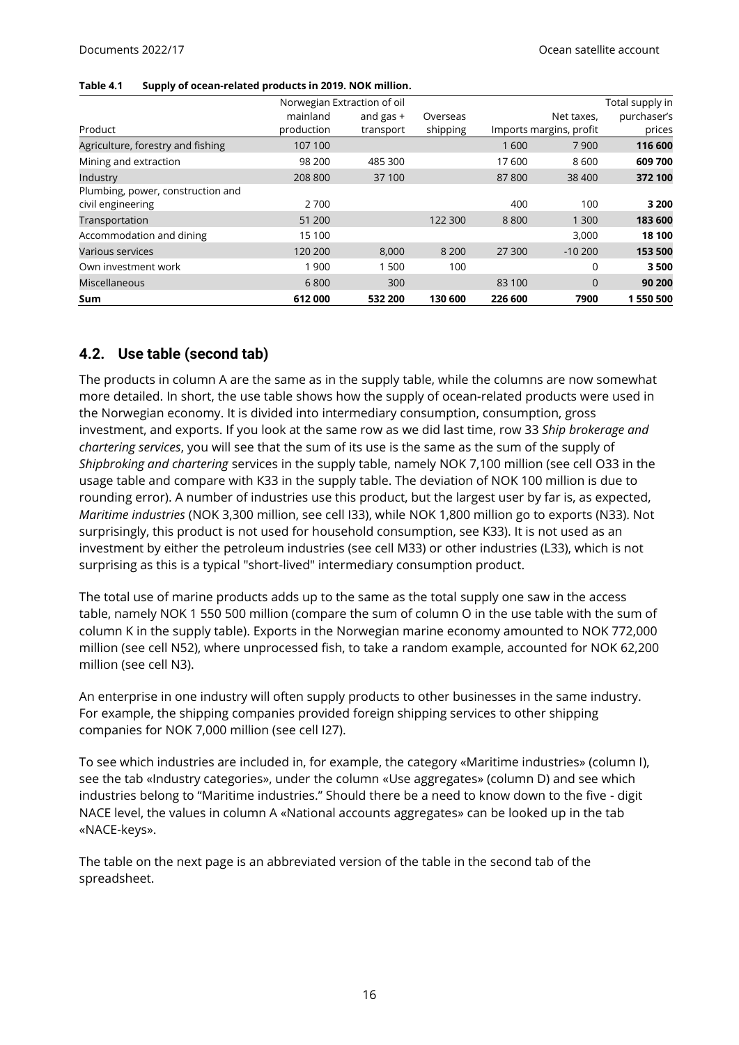**Table 4.1 Supply of ocean-related products in 2019. NOK million.**

| Product | Norwegian mainland production | Extraction of oil and gas + transport | Overseas shipping | Imports | Net taxes, margins, profit | Total supply in purchaser's prices |
|---|---|---|---|---|---|---|
| Agriculture, forestry and fishing | 107 100 | | | 1 600 | 7 900 | **116 600** |
| Mining and extraction | 98 200 | 485 300 | | 17 600 | 8 600 | **609 700** |
| Industry | 208 800 | 37 100 | | 87 800 | 38 400 | **372 100** |
| Plumbing, power, construction and civil engineering | 2 700 | | | 400 | 100 | **3 200** |
| Transportation | 51 200 | | 122 300 | 8 800 | 1 300 | **183 600** |
| Accommodation and dining | 15 100 | | | | 3,000 | **18 100** |
| Various services | 120 200 | 8,000 | 8 200 | 27 300 | -10 200 | **153 500** |
| Own investment work | 1 900 | 1 500 | 100 | | 0 | **3 500** |
| Miscellaneous | 6 800 | 300 | | 83 100 | 0 | **90 200** |
| **Sum** | **612 000** | **532 200** | **130 600** | **226 600** | **7900** | **1 550 500** |

## 4.2. Use table (second tab)

The products in column A are the same as in the supply table, while the columns are now somewhat more detailed. In short, the use table shows how the supply of ocean-related products were used in the Norwegian economy. It is divided into intermediary consumption, consumption, gross investment, and exports. If you look at the same row as we did last time, row 33 *Ship brokerage and chartering services*, you will see that the sum of its use is the same as the sum of the supply of *Shipbroking and chartering* services in the supply table, namely NOK 7,100 million (see cell O33 in the usage table and compare with K33 in the supply table. The deviation of NOK 100 million is due to rounding error). A number of industries use this product, but the largest user by far is, as expected, *Maritime industries* (NOK 3,300 million, see cell I33), while NOK 1,800 million go to exports (N33). Not surprisingly, this product is not used for household consumption, see K33). It is not used as an investment by either the petroleum industries (see cell M33) or other industries (L33), which is not surprising as this is a typical "short-lived" intermediary consumption product.

The total use of marine products adds up to the same as the total supply one saw in the access table, namely NOK 1 550 500 million (compare the sum of column O in the use table with the sum of column K in the supply table). Exports in the Norwegian marine economy amounted to NOK 772,000 million (see cell N52), where unprocessed fish, to take a random example, accounted for NOK 62,200 million (see cell N3).

An enterprise in one industry will often supply products to other businesses in the same industry. For example, the shipping companies provided foreign shipping services to other shipping companies for NOK 7,000 million (see cell I27).

To see which industries are included in, for example, the category «Maritime industries» (column I), see the tab «Industry categories», under the column «Use aggregates» (column D) and see which industries belong to "Maritime industries." Should there be a need to know down to the five - digit NACE level, the values in column A «National accounts aggregates» can be looked up in the tab «NACE-keys».

The table on the next page is an abbreviated version of the table in the second tab of the spreadsheet.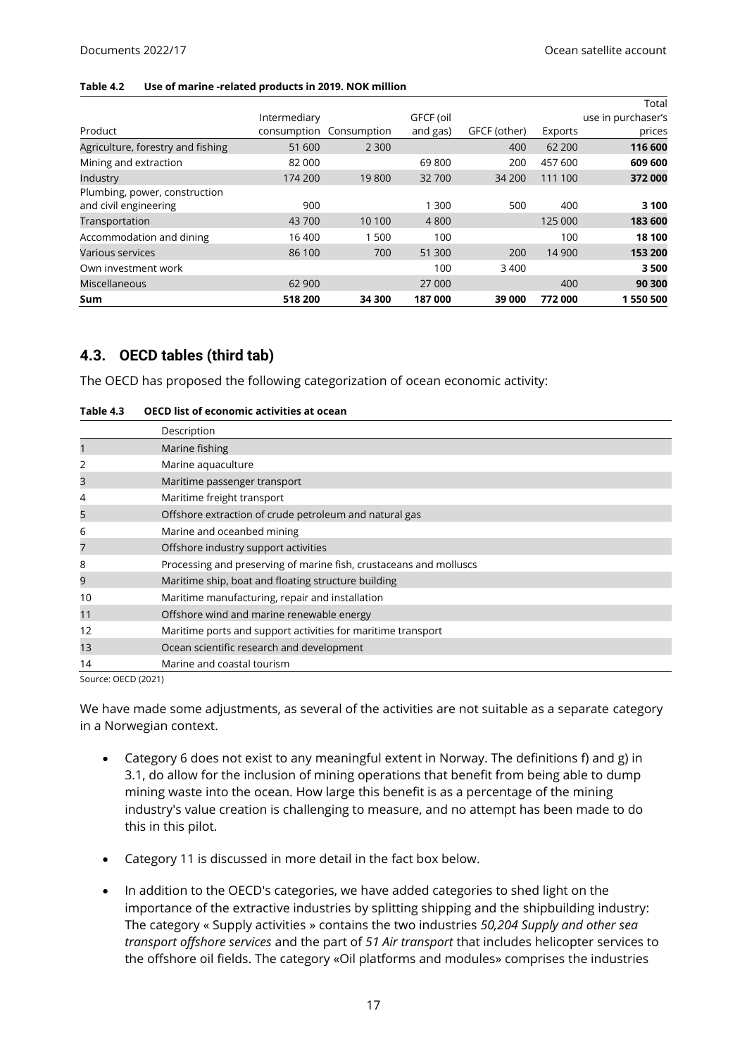**Table 4.2 Use of marine -related products in 2019. NOK million**

| Product | Intermediary consumption | Consumption | GFCF (oil and gas) | GFCF (other) | Exports | Total use in purchaser's prices |
|---|---|---|---|---|---|---|
| Agriculture, forestry and fishing | 51 600 | 2 300 | | 400 | 62 200 | **116 600** |
| Mining and extraction | 82 000 | | 69 800 | 200 | 457 600 | **609 600** |
| Industry | 174 200 | 19 800 | 32 700 | 34 200 | 111 100 | **372 000** |
| Plumbing, power, construction and civil engineering | 900 | | 1 300 | 500 | 400 | **3 100** |
| Transportation | 43 700 | 10 100 | 4 800 | | 125 000 | **183 600** |
| Accommodation and dining | 16 400 | 1 500 | 100 | | 100 | **18 100** |
| Various services | 86 100 | 700 | 51 300 | 200 | 14 900 | **153 200** |
| Own investment work | | | 100 | 3 400 | | **3 500** |
| Miscellaneous | 62 900 | | 27 000 | | 400 | **90 300** |
| **Sum** | **518 200** | **34 300** | **187 000** | **39 000** | **772 000** | **1 550 500** |

## 4.3. OECD tables (third tab)

The OECD has proposed the following categorization of ocean economic activity:

**Table 4.3 OECD list of economic activities at ocean**

| | Description |
|---|---|
| 1 | Marine fishing |
| 2 | Marine aquaculture |
| 3 | Maritime passenger transport |
| 4 | Maritime freight transport |
| 5 | Offshore extraction of crude petroleum and natural gas |
| 6 | Marine and oceanbed mining |
| 7 | Offshore industry support activities |
| 8 | Processing and preserving of marine fish, crustaceans and molluscs |
| 9 | Maritime ship, boat and floating structure building |
| 10 | Maritime manufacturing, repair and installation |
| 11 | Offshore wind and marine renewable energy |
| 12 | Maritime ports and support activities for maritime transport |
| 13 | Ocean scientific research and development |
| 14 | Marine and coastal tourism |

Source: OECD (2021)

We have made some adjustments, as several of the activities are not suitable as a separate category in a Norwegian context.

- Category 6 does not exist to any meaningful extent in Norway. The definitions f) and g) in 3.1, do allow for the inclusion of mining operations that benefit from being able to dump mining waste into the ocean. How large this benefit is as a percentage of the mining industry's value creation is challenging to measure, and no attempt has been made to do this in this pilot.
- Category 11 is discussed in more detail in the fact box below.
- In addition to the OECD's categories, we have added categories to shed light on the importance of the extractive industries by splitting shipping and the shipbuilding industry: The category « Supply activities » contains the two industries *50,204 Supply and other sea transport offshore services* and the part of *51 Air transport* that includes helicopter services to the offshore oil fields. The category «Oil platforms and modules» comprises the industries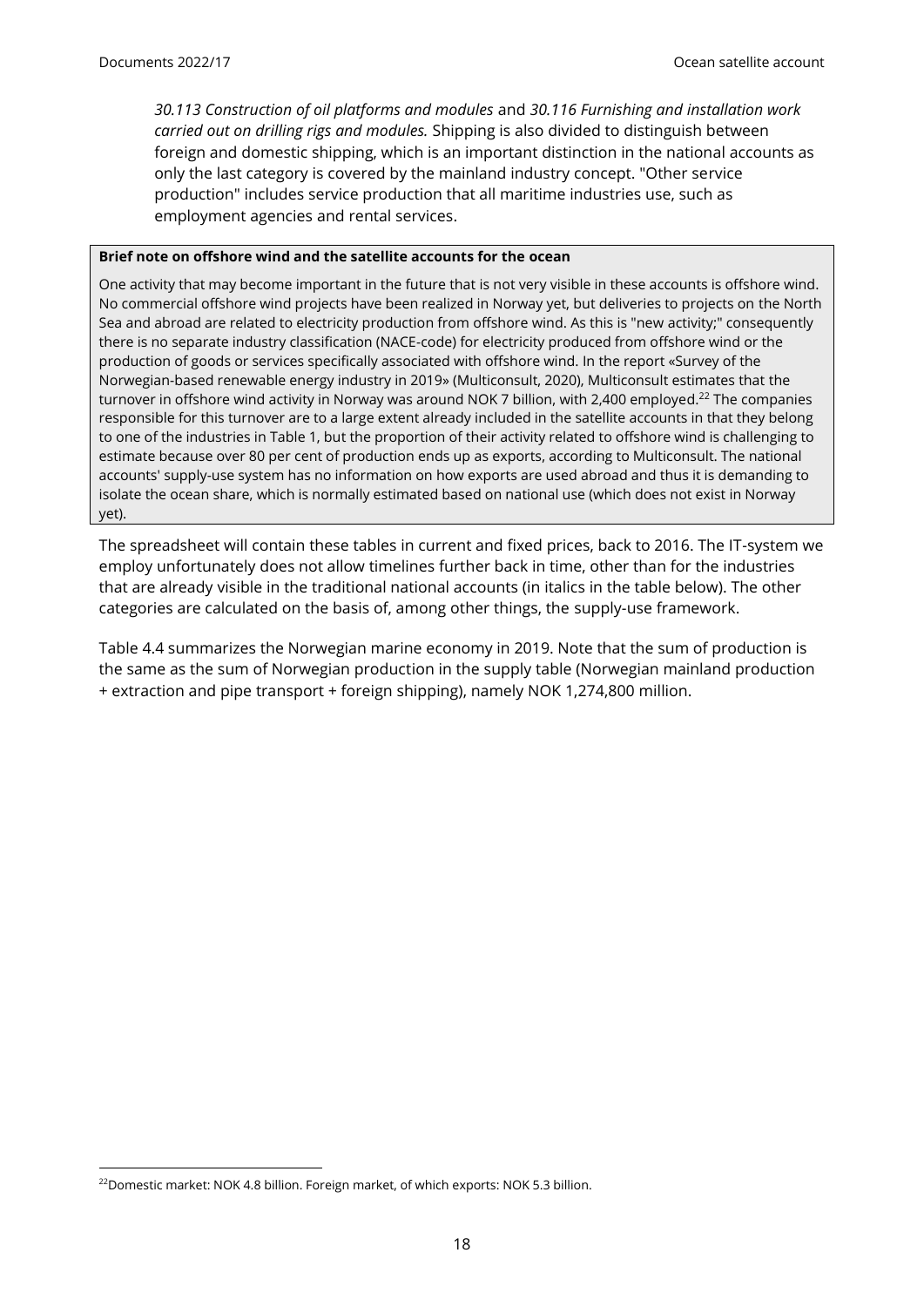*30.113 Construction of oil platforms and modules* and *30.116 Furnishing and installation work carried out on drilling rigs and modules.* Shipping is also divided to distinguish between foreign and domestic shipping, which is an important distinction in the national accounts as only the last category is covered by the mainland industry concept. "Other service production" includes service production that all maritime industries use, such as employment agencies and rental services.

**Brief note on offshore wind and the satellite accounts for the ocean**

One activity that may become important in the future that is not very visible in these accounts is offshore wind. No commercial offshore wind projects have been realized in Norway yet, but deliveries to projects on the North Sea and abroad are related to electricity production from offshore wind. As this is "new activity;" consequently there is no separate industry classification (NACE-code) for electricity produced from offshore wind or the production of goods or services specifically associated with offshore wind. In the report «Survey of the Norwegian-based renewable energy industry in 2019» (Multiconsult, 2020), Multiconsult estimates that the turnover in offshore wind activity in Norway was around NOK 7 billion, with 2,400 employed.[22] The companies responsible for this turnover are to a large extent already included in the satellite accounts in that they belong to one of the industries in Table 1, but the proportion of their activity related to offshore wind is challenging to estimate because over 80 per cent of production ends up as exports, according to Multiconsult. The national accounts' supply-use system has no information on how exports are used abroad and thus it is demanding to isolate the ocean share, which is normally estimated based on national use (which does not exist in Norway yet).

The spreadsheet will contain these tables in current and fixed prices, back to 2016. The IT-system we employ unfortunately does not allow timelines further back in time, other than for the industries that are already visible in the traditional national accounts (in italics in the table below). The other categories are calculated on the basis of, among other things, the supply-use framework.

Table 4.4 summarizes the Norwegian marine economy in 2019. Note that the sum of production is the same as the sum of Norwegian production in the supply table (Norwegian mainland production + extraction and pipe transport + foreign shipping), namely NOK 1,274,800 million.

[22] Domestic market: NOK 4.8 billion. Foreign market, of which exports: NOK 5.3 billion.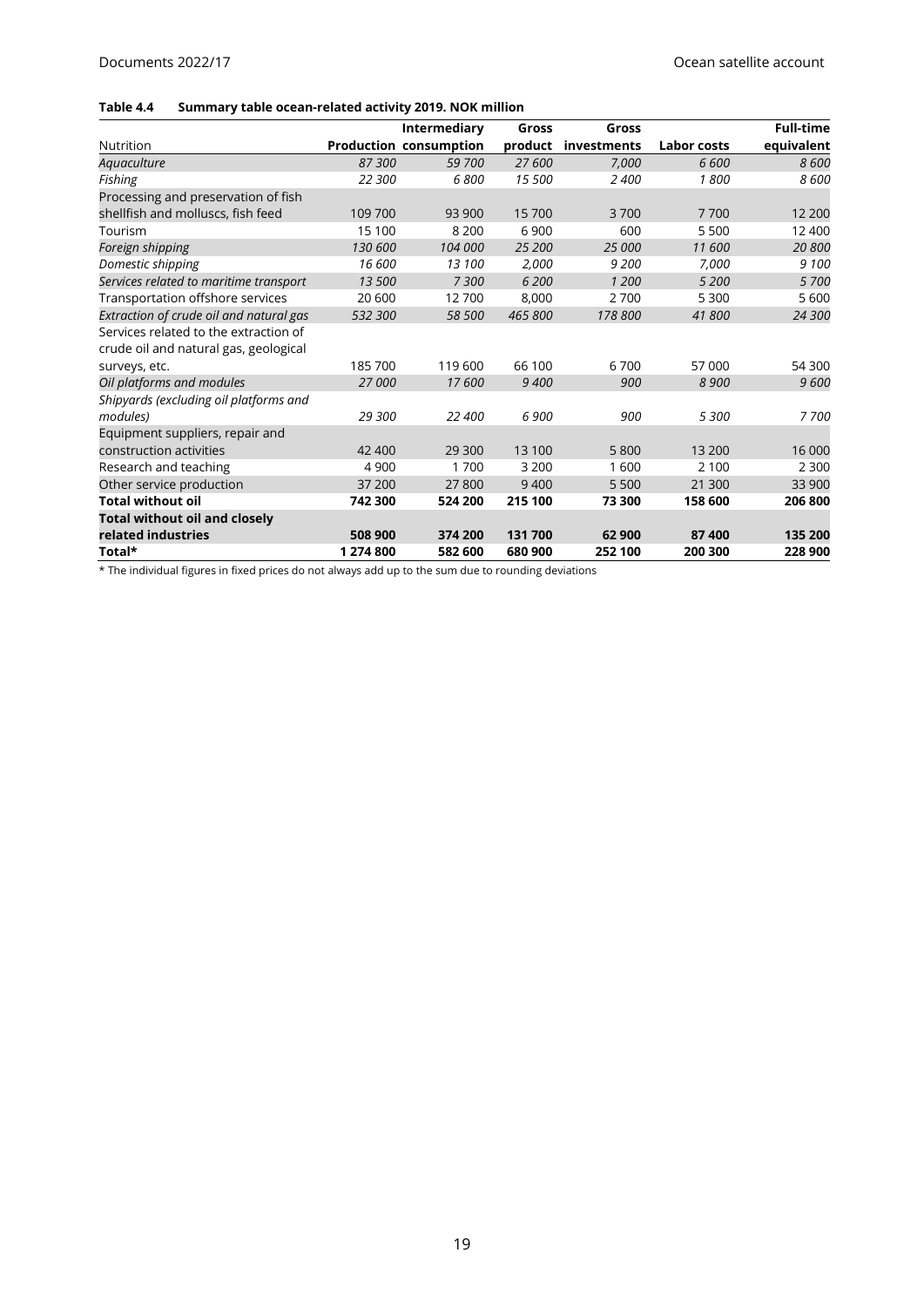**Table 4.4 Summary table ocean-related activity 2019. NOK million**

| Nutrition | Production | Intermediary consumption | Gross product | Gross investments | Labor costs | Full-time equivalent |
|---|---|---|---|---|---|---|
| *Aquaculture* | *87 300* | *59 700* | *27 600* | *7,000* | *6 600* | *8 600* |
| *Fishing* | *22 300* | *6 800* | *15 500* | *2 400* | *1 800* | *8 600* |
| Processing and preservation of fish shellfish and molluscs, fish feed | 109 700 | 93 900 | 15 700 | 3 700 | 7 700 | 12 200 |
| Tourism | 15 100 | 8 200 | 6 900 | 600 | 5 500 | 12 400 |
| *Foreign shipping* | *130 600* | *104 000* | *25 200* | *25 000* | *11 600* | *20 800* |
| *Domestic shipping* | *16 600* | *13 100* | *2,000* | *9 200* | *7,000* | *9 100* |
| *Services related to maritime transport* | *13 500* | *7 300* | *6 200* | *1 200* | *5 200* | *5 700* |
| Transportation offshore services | 20 600 | 12 700 | 8,000 | 2 700 | 5 300 | 5 600 |
| *Extraction of crude oil and natural gas* | *532 300* | *58 500* | *465 800* | *178 800* | *41 800* | *24 300* |
| Services related to the extraction of crude oil and natural gas, geological surveys, etc. | 185 700 | 119 600 | 66 100 | 6 700 | 57 000 | 54 300 |
| *Oil platforms and modules* | *27 000* | *17 600* | *9 400* | *900* | *8 900* | *9 600* |
| *Shipyards (excluding oil platforms and modules)* | *29 300* | *22 400* | *6 900* | *900* | *5 300* | *7 700* |
| Equipment suppliers, repair and construction activities | 42 400 | 29 300 | 13 100 | 5 800 | 13 200 | 16 000 |
| Research and teaching | 4 900 | 1 700 | 3 200 | 1 600 | 2 100 | 2 300 |
| Other service production | 37 200 | 27 800 | 9 400 | 5 500 | 21 300 | 33 900 |
| **Total without oil** | **742 300** | **524 200** | **215 100** | **73 300** | **158 600** | **206 800** |
| **Total without oil and closely related industries** | **508 900** | **374 200** | **131 700** | **62 900** | **87 400** | **135 200** |
| **Total*** | **1 274 800** | **582 600** | **680 900** | **252 100** | **200 300** | **228 900** |

* The individual figures in fixed prices do not always add up to the sum due to rounding deviations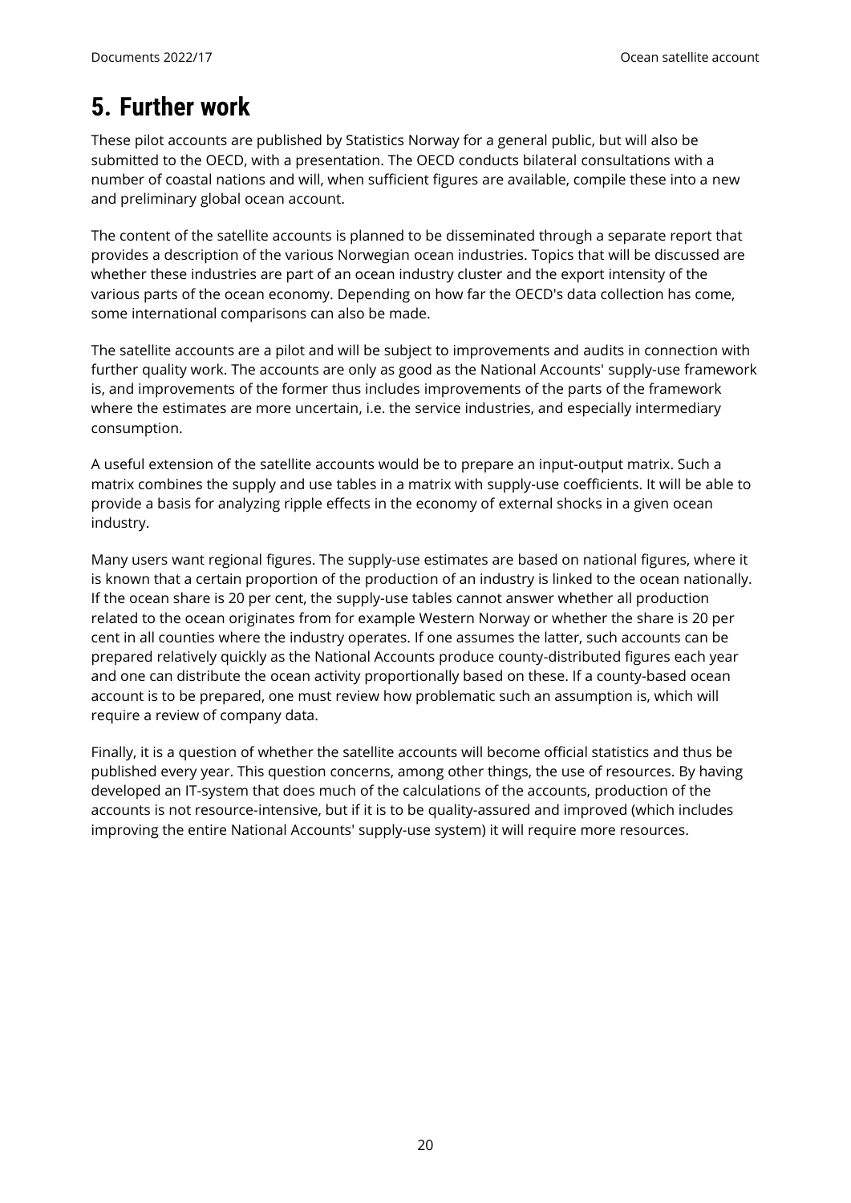# 5. Further work

These pilot accounts are published by Statistics Norway for a general public, but will also be submitted to the OECD, with a presentation. The OECD conducts bilateral consultations with a number of coastal nations and will, when sufficient figures are available, compile these into a new and preliminary global ocean account.

The content of the satellite accounts is planned to be disseminated through a separate report that provides a description of the various Norwegian ocean industries. Topics that will be discussed are whether these industries are part of an ocean industry cluster and the export intensity of the various parts of the ocean economy. Depending on how far the OECD's data collection has come, some international comparisons can also be made.

The satellite accounts are a pilot and will be subject to improvements and audits in connection with further quality work. The accounts are only as good as the National Accounts' supply-use framework is, and improvements of the former thus includes improvements of the parts of the framework where the estimates are more uncertain, i.e. the service industries, and especially intermediary consumption.

A useful extension of the satellite accounts would be to prepare an input-output matrix. Such a matrix combines the supply and use tables in a matrix with supply-use coefficients. It will be able to provide a basis for analyzing ripple effects in the economy of external shocks in a given ocean industry.

Many users want regional figures. The supply-use estimates are based on national figures, where it is known that a certain proportion of the production of an industry is linked to the ocean nationally. If the ocean share is 20 per cent, the supply-use tables cannot answer whether all production related to the ocean originates from for example Western Norway or whether the share is 20 per cent in all counties where the industry operates. If one assumes the latter, such accounts can be prepared relatively quickly as the National Accounts produce county-distributed figures each year and one can distribute the ocean activity proportionally based on these. If a county-based ocean account is to be prepared, one must review how problematic such an assumption is, which will require a review of company data.

Finally, it is a question of whether the satellite accounts will become official statistics and thus be published every year. This question concerns, among other things, the use of resources. By having developed an IT-system that does much of the calculations of the accounts, production of the accounts is not resource-intensive, but if it is to be quality-assured and improved (which includes improving the entire National Accounts' supply-use system) it will require more resources.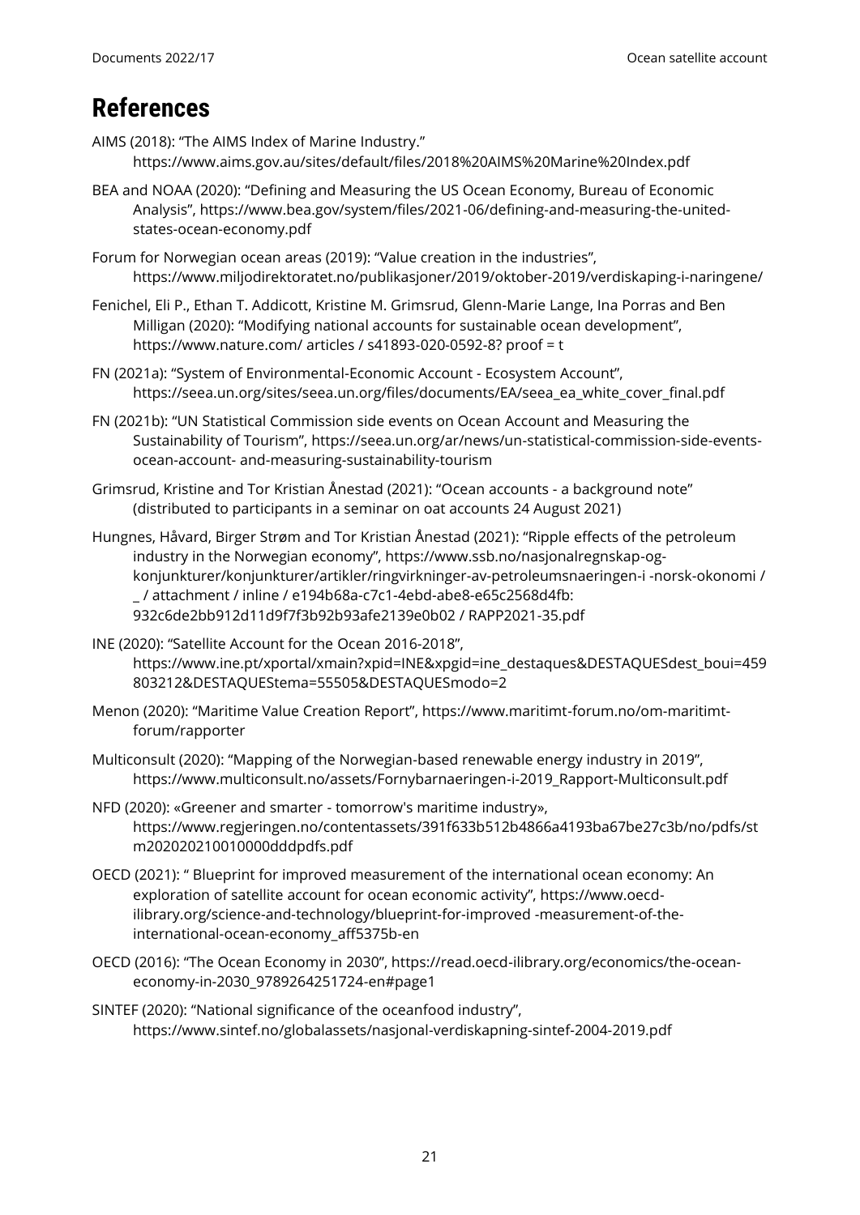# References

AIMS (2018): "The AIMS Index of Marine Industry." https://www.aims.gov.au/sites/default/files/2018%20AIMS%20Marine%20Index.pdf

BEA and NOAA (2020): "Defining and Measuring the US Ocean Economy, Bureau of Economic Analysis", https://www.bea.gov/system/files/2021-06/defining-and-measuring-the-united-states-ocean-economy.pdf

Forum for Norwegian ocean areas (2019): "Value creation in the industries", https://www.miljodirektoratet.no/publikasjoner/2019/oktober-2019/verdiskaping-i-naringene/

Fenichel, Eli P., Ethan T. Addicott, Kristine M. Grimsrud, Glenn-Marie Lange, Ina Porras and Ben Milligan (2020): "Modifying national accounts for sustainable ocean development", https://www.nature.com/ articles / s41893-020-0592-8? proof = t

FN (2021a): "System of Environmental-Economic Account - Ecosystem Account", https://seea.un.org/sites/seea.un.org/files/documents/EA/seea_ea_white_cover_final.pdf

FN (2021b): "UN Statistical Commission side events on Ocean Account and Measuring the Sustainability of Tourism", https://seea.un.org/ar/news/un-statistical-commission-side-events-ocean-account- and-measuring-sustainability-tourism

Grimsrud, Kristine and Tor Kristian Ånestad (2021): "Ocean accounts - a background note" (distributed to participants in a seminar on oat accounts 24 August 2021)

Hungnes, Håvard, Birger Strøm and Tor Kristian Ånestad (2021): "Ripple effects of the petroleum industry in the Norwegian economy", https://www.ssb.no/nasjonalregnskap-og-konjunkturer/konjunkturer/artikler/ringvirkninger-av-petroleumsnaeringen-i -norsk-okonomi / _ / attachment / inline / e194b68a-c7c1-4ebd-abe8-e65c2568d4fb: 932c6de2bb912d11d9f7f3b92b93afe2139e0b02 / RAPP2021-35.pdf

INE (2020): "Satellite Account for the Ocean 2016-2018", https://www.ine.pt/xportal/xmain?xpid=INE&xpgid=ine_destaques&DESTAQUESdest_boui=459803212&DESTAQUEStema=55505&DESTAQUESmodo=2

Menon (2020): "Maritime Value Creation Report", https://www.maritimt-forum.no/om-maritimt-forum/rapporter

Multiconsult (2020): "Mapping of the Norwegian-based renewable energy industry in 2019", https://www.multiconsult.no/assets/Fornybarnaeringen-i-2019_Rapport-Multiconsult.pdf

NFD (2020): «Greener and smarter - tomorrow's maritime industry», https://www.regjeringen.no/contentassets/391f633b512b4866a4193ba67be27c3b/no/pdfs/stm202020210010000dddpdfs.pdf

OECD (2021): " Blueprint for improved measurement of the international ocean economy: An exploration of satellite account for ocean economic activity", https://www.oecd-ilibrary.org/science-and-technology/blueprint-for-improved -measurement-of-the-international-ocean-economy_aff5375b-en

OECD (2016): "The Ocean Economy in 2030", https://read.oecd-ilibrary.org/economics/the-ocean-economy-in-2030_9789264251724-en#page1

SINTEF (2020): "National significance of the oceanfood industry", https://www.sintef.no/globalassets/nasjonal-verdiskapning-sintef-2004-2019.pdf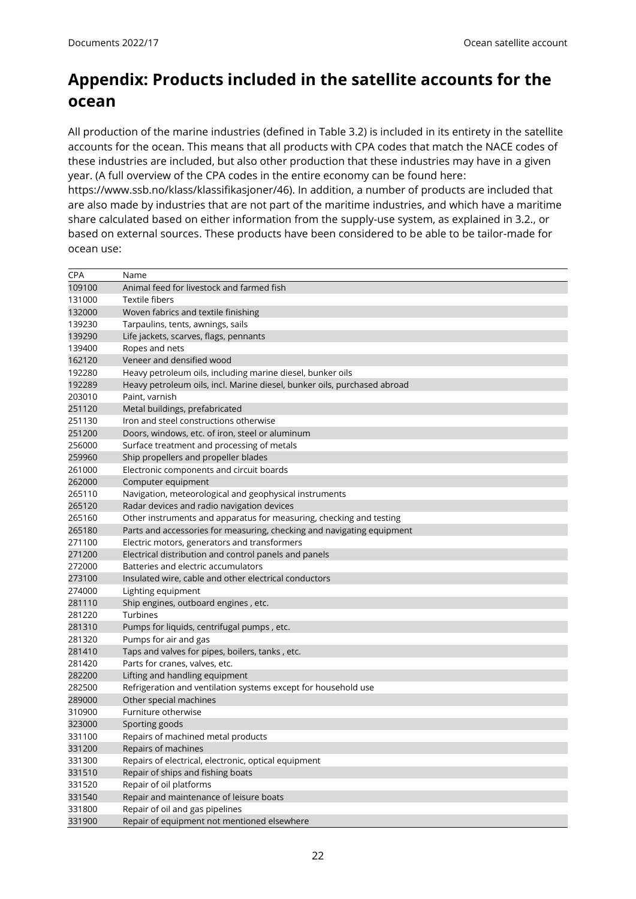# Appendix: Products included in the satellite accounts for the ocean

All production of the marine industries (defined in Table 3.2) is included in its entirety in the satellite accounts for the ocean. This means that all products with CPA codes that match the NACE codes of these industries are included, but also other production that these industries may have in a given year. (A full overview of the CPA codes in the entire economy can be found here: https://www.ssb.no/klass/klassifikasjoner/46). In addition, a number of products are included that are also made by industries that are not part of the maritime industries, and which have a maritime share calculated based on either information from the supply-use system, as explained in 3.2., or based on external sources. These products have been considered to be able to be tailor-made for ocean use:

| CPA | Name |
|---|---|
| 109100 | Animal feed for livestock and farmed fish |
| 131000 | Textile fibers |
| 132000 | Woven fabrics and textile finishing |
| 139230 | Tarpaulins, tents, awnings, sails |
| 139290 | Life jackets, scarves, flags, pennants |
| 139400 | Ropes and nets |
| 162120 | Veneer and densified wood |
| 192280 | Heavy petroleum oils, including marine diesel, bunker oils |
| 192289 | Heavy petroleum oils, incl. Marine diesel, bunker oils, purchased abroad |
| 203010 | Paint, varnish |
| 251120 | Metal buildings, prefabricated |
| 251130 | Iron and steel constructions otherwise |
| 251200 | Doors, windows, etc. of iron, steel or aluminum |
| 256000 | Surface treatment and processing of metals |
| 259960 | Ship propellers and propeller blades |
| 261000 | Electronic components and circuit boards |
| 262000 | Computer equipment |
| 265110 | Navigation, meteorological and geophysical instruments |
| 265120 | Radar devices and radio navigation devices |
| 265160 | Other instruments and apparatus for measuring, checking and testing |
| 265180 | Parts and accessories for measuring, checking and navigating equipment |
| 271100 | Electric motors, generators and transformers |
| 271200 | Electrical distribution and control panels and panels |
| 272000 | Batteries and electric accumulators |
| 273100 | Insulated wire, cable and other electrical conductors |
| 274000 | Lighting equipment |
| 281110 | Ship engines, outboard engines , etc. |
| 281220 | Turbines |
| 281310 | Pumps for liquids, centrifugal pumps , etc. |
| 281320 | Pumps for air and gas |
| 281410 | Taps and valves for pipes, boilers, tanks , etc. |
| 281420 | Parts for cranes, valves, etc. |
| 282200 | Lifting and handling equipment |
| 282500 | Refrigeration and ventilation systems except for household use |
| 289000 | Other special machines |
| 310900 | Furniture otherwise |
| 323000 | Sporting goods |
| 331100 | Repairs of machined metal products |
| 331200 | Repairs of machines |
| 331300 | Repairs of electrical, electronic, optical equipment |
| 331510 | Repair of ships and fishing boats |
| 331520 | Repair of oil platforms |
| 331540 | Repair and maintenance of leisure boats |
| 331800 | Repair of oil and gas pipelines |
| 331900 | Repair of equipment not mentioned elsewhere |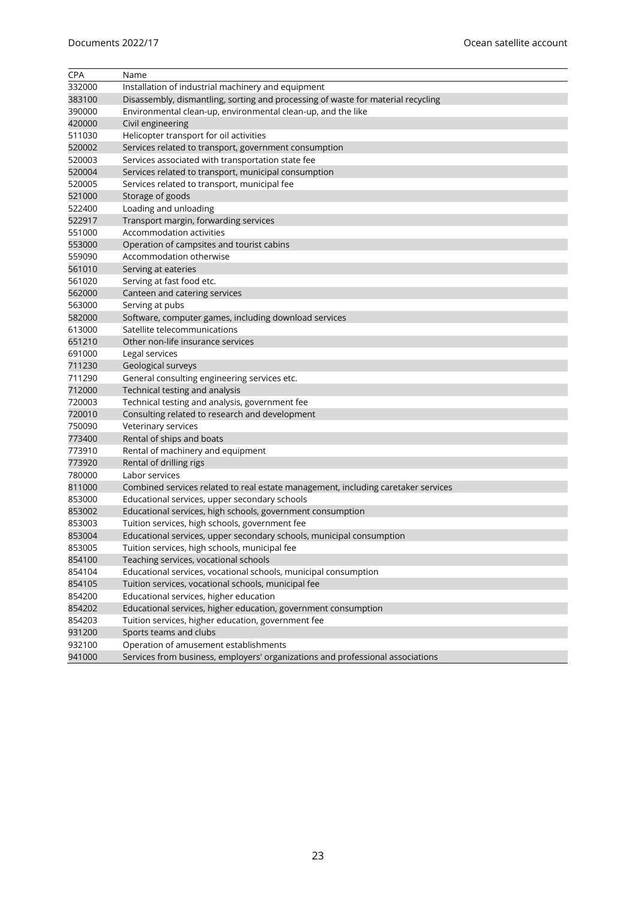| CPA | Name |
|---|---|
| 332000 | Installation of industrial machinery and equipment |
| 383100 | Disassembly, dismantling, sorting and processing of waste for material recycling |
| 390000 | Environmental clean-up, environmental clean-up, and the like |
| 420000 | Civil engineering |
| 511030 | Helicopter transport for oil activities |
| 520002 | Services related to transport, government consumption |
| 520003 | Services associated with transportation state fee |
| 520004 | Services related to transport, municipal consumption |
| 520005 | Services related to transport, municipal fee |
| 521000 | Storage of goods |
| 522400 | Loading and unloading |
| 522917 | Transport margin, forwarding services |
| 551000 | Accommodation activities |
| 553000 | Operation of campsites and tourist cabins |
| 559090 | Accommodation otherwise |
| 561010 | Serving at eateries |
| 561020 | Serving at fast food etc. |
| 562000 | Canteen and catering services |
| 563000 | Serving at pubs |
| 582000 | Software, computer games, including download services |
| 613000 | Satellite telecommunications |
| 651210 | Other non-life insurance services |
| 691000 | Legal services |
| 711230 | Geological surveys |
| 711290 | General consulting engineering services etc. |
| 712000 | Technical testing and analysis |
| 720003 | Technical testing and analysis, government fee |
| 720010 | Consulting related to research and development |
| 750090 | Veterinary services |
| 773400 | Rental of ships and boats |
| 773910 | Rental of machinery and equipment |
| 773920 | Rental of drilling rigs |
| 780000 | Labor services |
| 811000 | Combined services related to real estate management, including caretaker services |
| 853000 | Educational services, upper secondary schools |
| 853002 | Educational services, high schools, government consumption |
| 853003 | Tuition services, high schools, government fee |
| 853004 | Educational services, upper secondary schools, municipal consumption |
| 853005 | Tuition services, high schools, municipal fee |
| 854100 | Teaching services, vocational schools |
| 854104 | Educational services, vocational schools, municipal consumption |
| 854105 | Tuition services, vocational schools, municipal fee |
| 854200 | Educational services, higher education |
| 854202 | Educational services, higher education, government consumption |
| 854203 | Tuition services, higher education, government fee |
| 931200 | Sports teams and clubs |
| 932100 | Operation of amusement establishments |
| 941000 | Services from business, employers' organizations and professional associations |